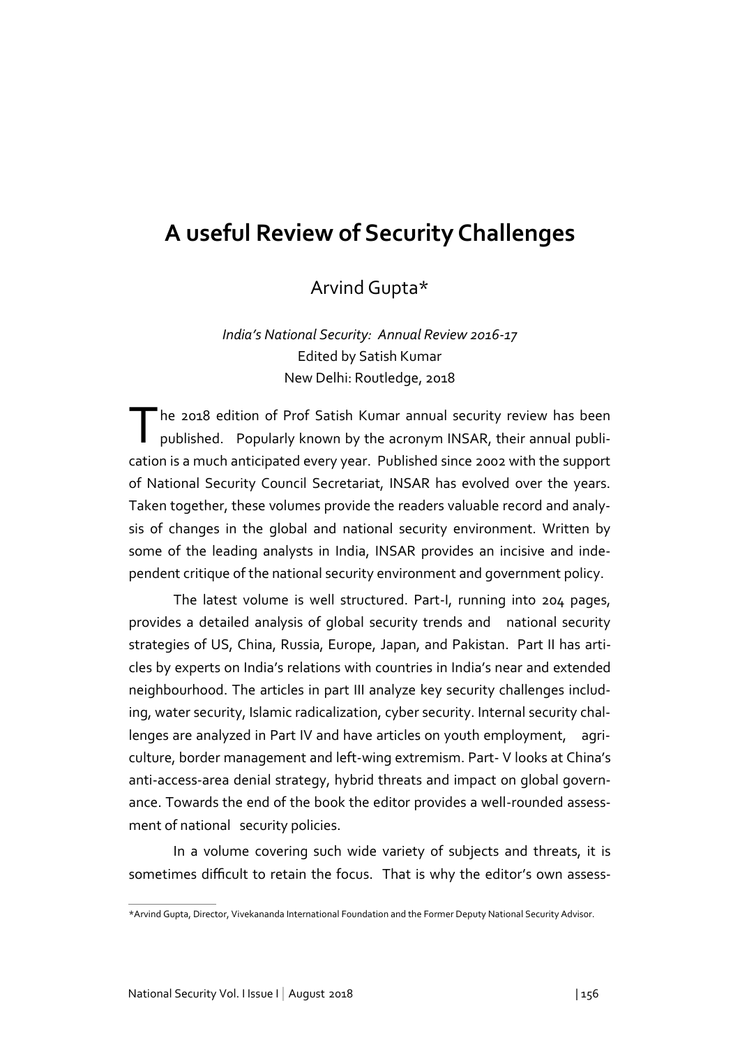# A useful Review of Security Challenges

Arvind Gupta*

*India's National Security: Annual Review 2016-17*
Edited by Satish Kumar
New Delhi: Routledge, 2018

The 2018 edition of Prof Satish Kumar annual security review has been published. Popularly known by the acronym INSAR, their annual publication is a much anticipated every year. Published since 2002 with the support of National Security Council Secretariat, INSAR has evolved over the years. Taken together, these volumes provide the readers valuable record and analysis of changes in the global and national security environment. Written by some of the leading analysts in India, INSAR provides an incisive and independent critique of the national security environment and government policy.

The latest volume is well structured. Part-I, running into 204 pages, provides a detailed analysis of global security trends and national security strategies of US, China, Russia, Europe, Japan, and Pakistan. Part II has articles by experts on India's relations with countries in India's near and extended neighbourhood. The articles in part III analyze key security challenges including, water security, Islamic radicalization, cyber security. Internal security challenges are analyzed in Part IV and have articles on youth employment, agriculture, border management and left-wing extremism. Part- V looks at China's anti-access-area denial strategy, hybrid threats and impact on global governance. Towards the end of the book the editor provides a well-rounded assessment of national security policies.

In a volume covering such wide variety of subjects and threats, it is sometimes difficult to retain the focus. That is why the editor's own assess-

---

*Arvind Gupta, Director, Vivekananda International Foundation and the Former Deputy National Security Advisor.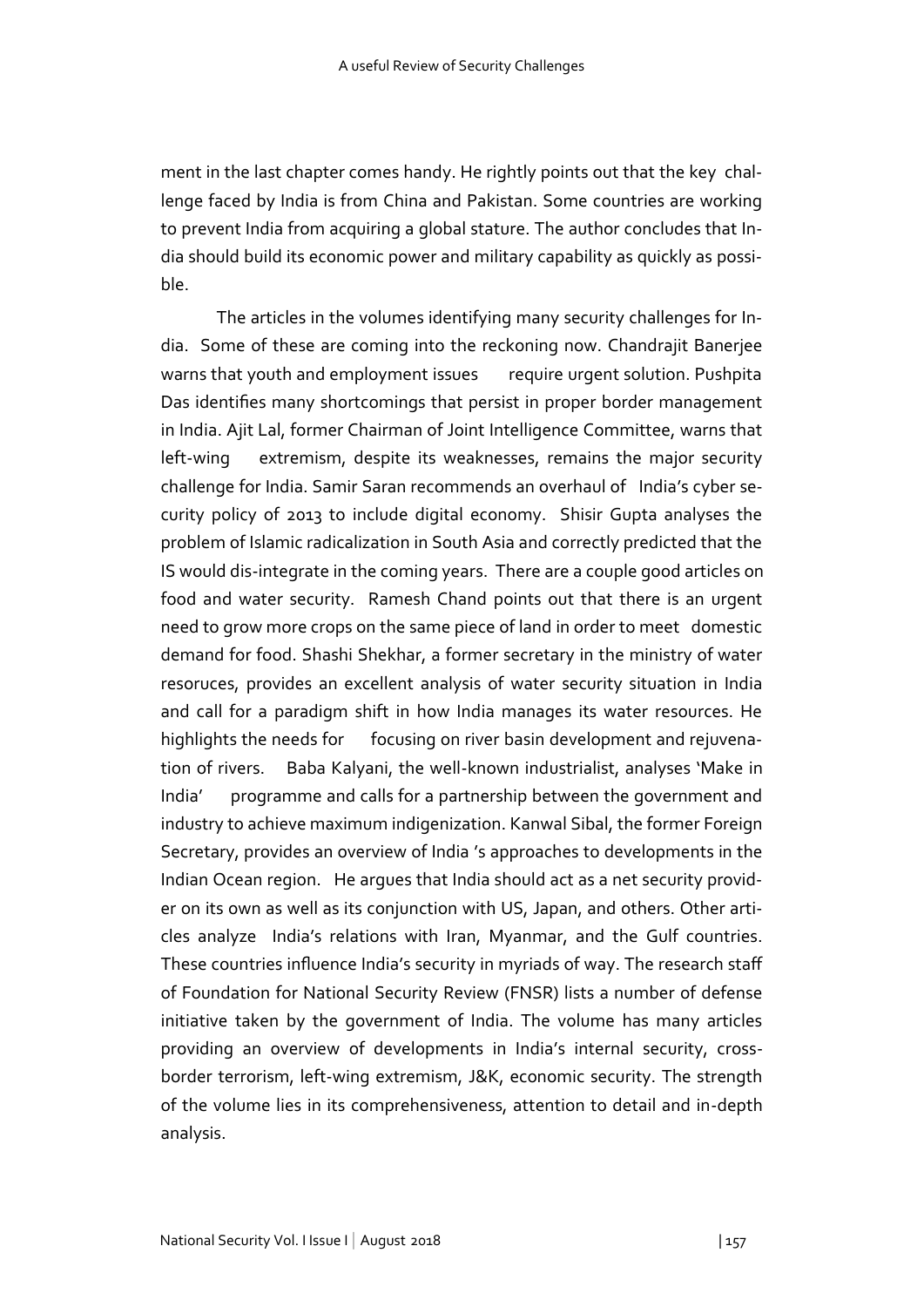ment in the last chapter comes handy. He rightly points out that the key challenge faced by India is from China and Pakistan. Some countries are working to prevent India from acquiring a global stature. The author concludes that India should build its economic power and military capability as quickly as possible.

The articles in the volumes identifying many security challenges for India. Some of these are coming into the reckoning now. Chandrajit Banerjee warns that youth and employment issues require urgent solution. Pushpita Das identifies many shortcomings that persist in proper border management in India. Ajit Lal, former Chairman of Joint Intelligence Committee, warns that left-wing extremism, despite its weaknesses, remains the major security challenge for India. Samir Saran recommends an overhaul of India's cyber security policy of 2013 to include digital economy. Shisir Gupta analyses the problem of Islamic radicalization in South Asia and correctly predicted that the IS would dis-integrate in the coming years. There are a couple good articles on food and water security. Ramesh Chand points out that there is an urgent need to grow more crops on the same piece of land in order to meet domestic demand for food. Shashi Shekhar, a former secretary in the ministry of water resoruces, provides an excellent analysis of water security situation in India and call for a paradigm shift in how India manages its water resources. He highlights the needs for focusing on river basin development and rejuvenation of rivers. Baba Kalyani, the well-known industrialist, analyses 'Make in India' programme and calls for a partnership between the government and industry to achieve maximum indigenization. Kanwal Sibal, the former Foreign Secretary, provides an overview of India 's approaches to developments in the Indian Ocean region. He argues that India should act as a net security provider on its own as well as its conjunction with US, Japan, and others. Other articles analyze India's relations with Iran, Myanmar, and the Gulf countries. These countries influence India's security in myriads of way. The research staff of Foundation for National Security Review (FNSR) lists a number of defense initiative taken by the government of India. The volume has many articles providing an overview of developments in India's internal security, cross-border terrorism, left-wing extremism, J&K, economic security. The strength of the volume lies in its comprehensiveness, attention to detail and in-depth analysis.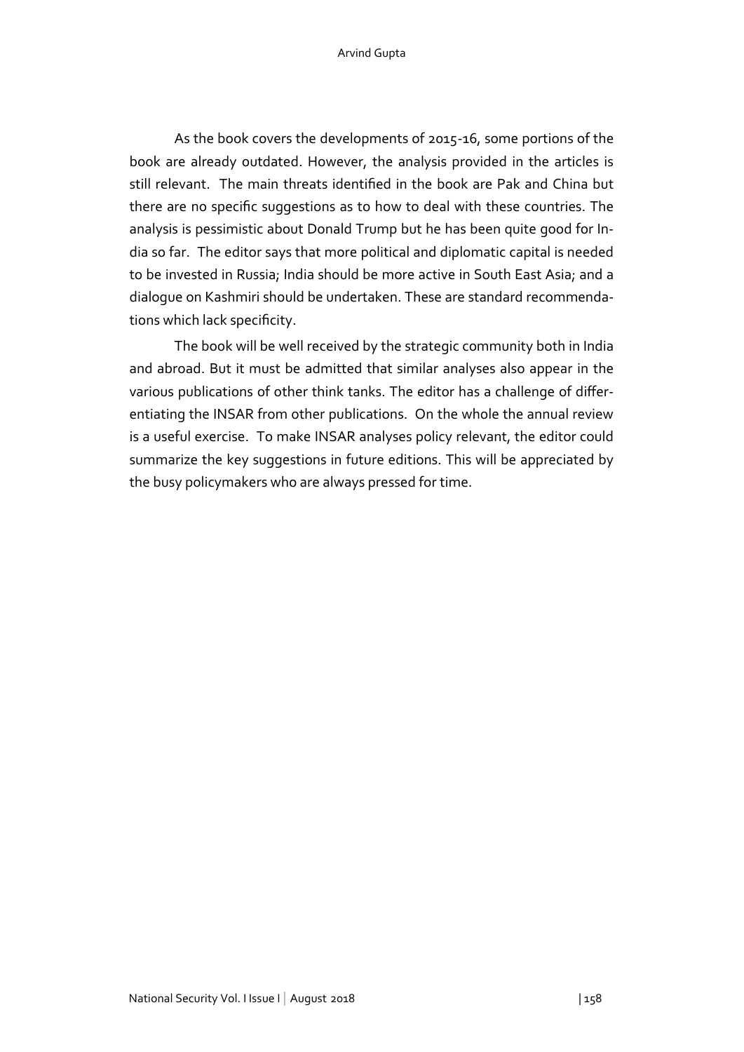As the book covers the developments of 2015-16, some portions of the book are already outdated. However, the analysis provided in the articles is still relevant. The main threats identified in the book are Pak and China but there are no specific suggestions as to how to deal with these countries. The analysis is pessimistic about Donald Trump but he has been quite good for India so far. The editor says that more political and diplomatic capital is needed to be invested in Russia; India should be more active in South East Asia; and a dialogue on Kashmiri should be undertaken. These are standard recommendations which lack specificity.

The book will be well received by the strategic community both in India and abroad. But it must be admitted that similar analyses also appear in the various publications of other think tanks. The editor has a challenge of differentiating the INSAR from other publications. On the whole the annual review is a useful exercise. To make INSAR analyses policy relevant, the editor could summarize the key suggestions in future editions. This will be appreciated by the busy policymakers who are always pressed for time.